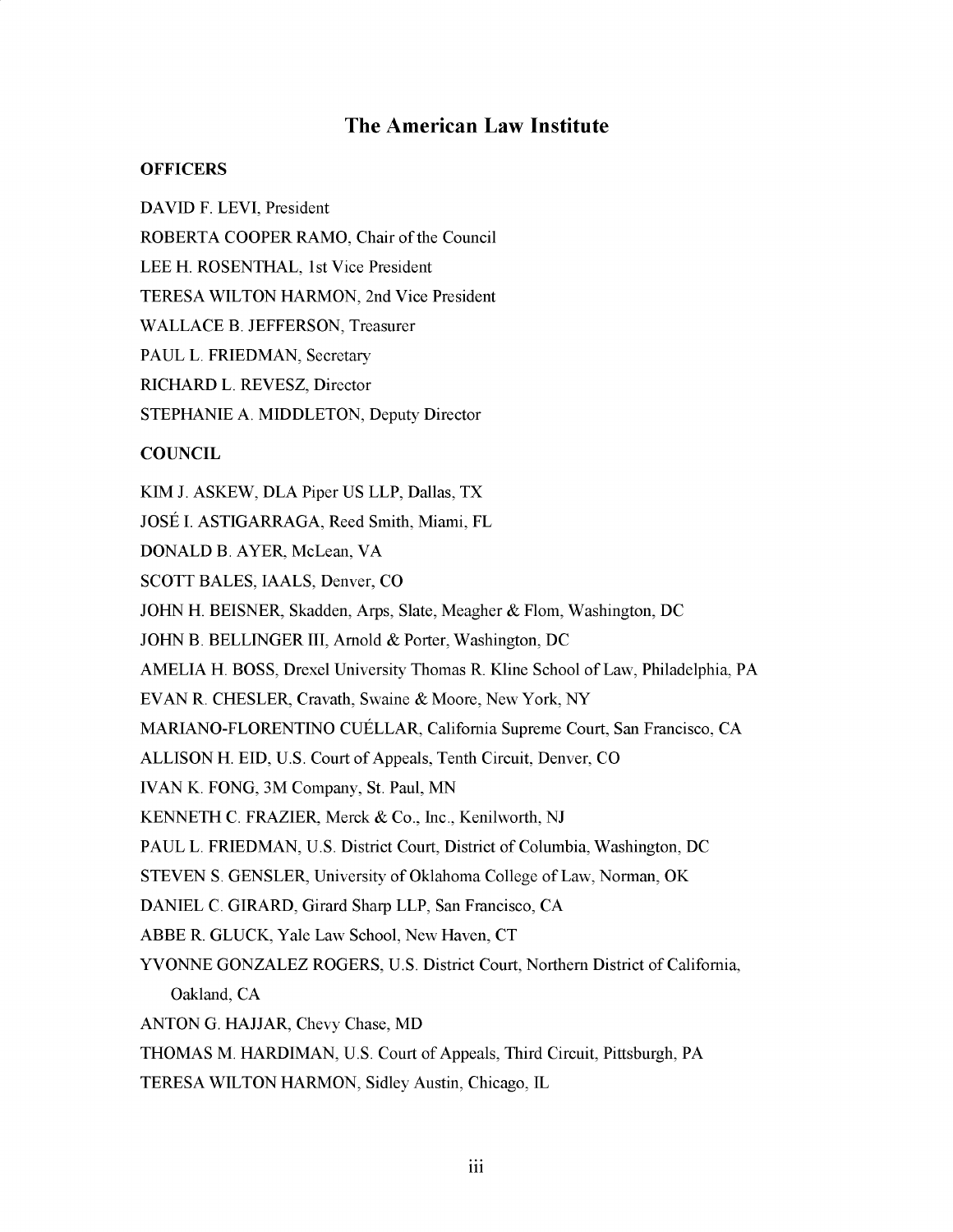# The American Law Institute

## OFFICERS

DAVID F. LEVI, President

ROBERTA COOPER RAMO, Chair of the Council

LEE H. ROSENTHAL, 1st Vice President

TERESA WILTON HARMON, 2nd Vice President

WALLACE B. JEFFERSON, Treasurer

PAUL L. FRIEDMAN, Secretary

RICHARD L. REVESZ, Director

STEPHANIE A. MIDDLETON, Deputy Director

## COUNCIL

KIM J. ASKEW, DLA Piper US LLP, Dallas, TX

JOSÉ I. ASTIGARRAGA, Reed Smith, Miami, FL

DONALD B. AYER, McLean, VA

SCOTT BALES, IAALS, Denver, CO

JOHN H. BEISNER, Skadden, Arps, Slate, Meagher & Flom, Washington, DC

JOHN B. BELLINGER III, Arnold & Porter, Washington, DC

AMELIA H. BOSS, Drexel University Thomas R. Kline School of Law, Philadelphia, PA

EVAN R. CHESLER, Cravath, Swaine & Moore, New York, NY

MARIANO-FLORENTINO CUÉLLAR, California Supreme Court, San Francisco, CA

ALLISON H. EID, U.S. Court of Appeals, Tenth Circuit, Denver, CO

IVAN K. FONG, 3M Company, St. Paul, MN

KENNETH C. FRAZIER, Merck & Co., Inc., Kenilworth, NJ

PAUL L. FRIEDMAN, U.S. District Court, District of Columbia, Washington, DC

STEVEN S. GENSLER, University of Oklahoma College of Law, Norman, OK

DANIEL C. GIRARD, Girard Sharp LLP, San Francisco, CA

ABBE R. GLUCK, Yale Law School, New Haven, CT

YVONNE GONZALEZ ROGERS, U.S. District Court, Northern District of California, Oakland, CA

ANTON G. HAJJAR, Chevy Chase, MD

THOMAS M. HARDIMAN, U.S. Court of Appeals, Third Circuit, Pittsburgh, PA

TERESA WILTON HARMON, Sidley Austin, Chicago, IL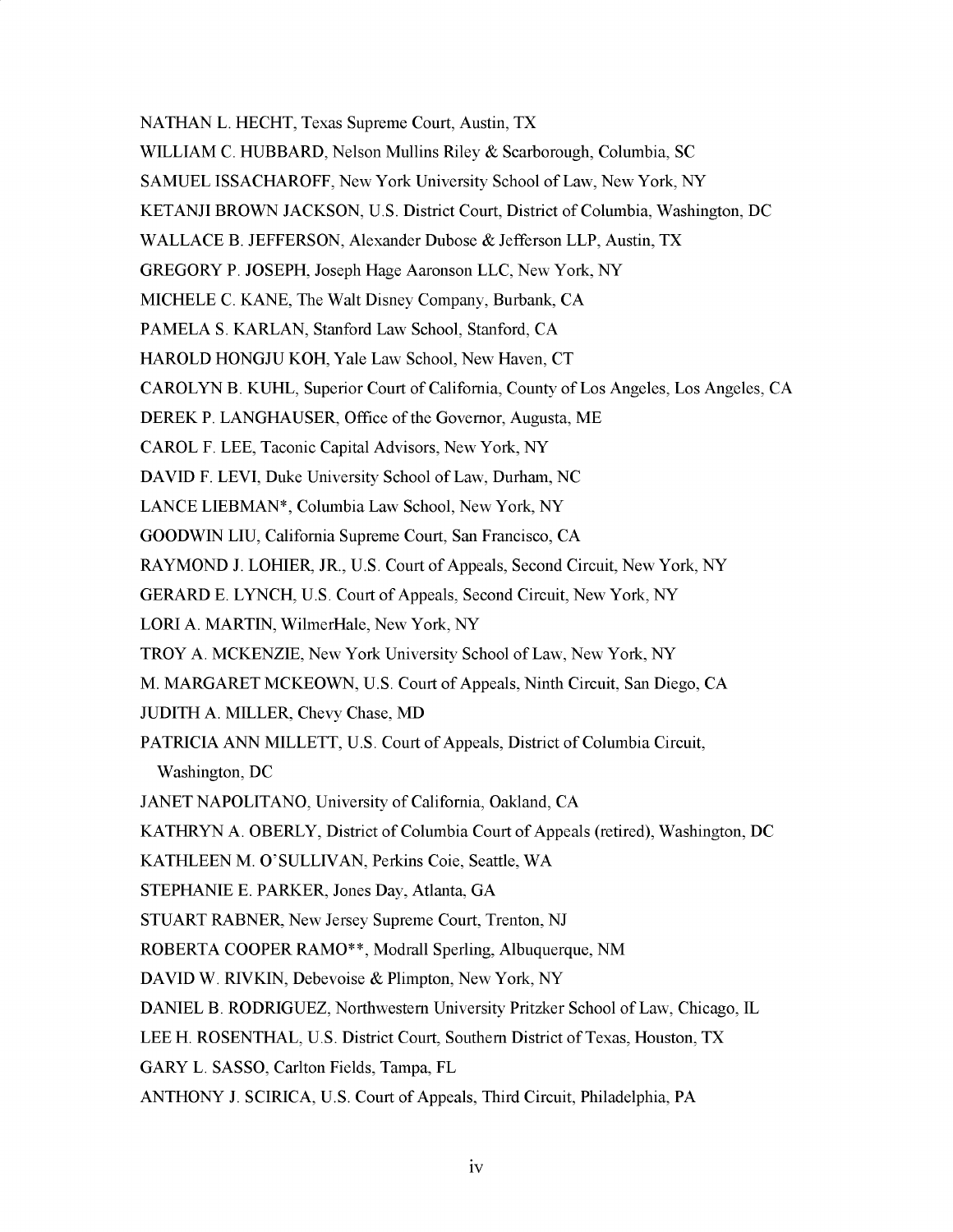NATHAN L. HECHT, Texas Supreme Court, Austin, TX

WILLIAM C. HUBBARD, Nelson Mullins Riley & Scarborough, Columbia, SC

SAMUEL ISSACHAROFF, New York University School of Law, New York, NY

KETANJI BROWN JACKSON, U.S. District Court, District of Columbia, Washington, DC

WALLACE B. JEFFERSON, Alexander Dubose & Jefferson LLP, Austin, TX

GREGORY P. JOSEPH, Joseph Hage Aaronson LLC, New York, NY

MICHELE C. KANE, The Walt Disney Company, Burbank, CA

PAMELA S. KARLAN, Stanford Law School, Stanford, CA

HAROLD HONGJU KOH, Yale Law School, New Haven, CT

CAROLYN B. KUHL, Superior Court of California, County of Los Angeles, Los Angeles, CA

DEREK P. LANGHAUSER, Office of the Governor, Augusta, ME

CAROL F. LEE, Taconic Capital Advisors, New York, NY

DAVID F. LEVI, Duke University School of Law, Durham, NC

LANCE LIEBMAN*, Columbia Law School, New York, NY

GOODWIN LIU, California Supreme Court, San Francisco, CA

RAYMOND J. LOHIER, JR., U.S. Court of Appeals, Second Circuit, New York, NY

GERARD E. LYNCH, U.S. Court of Appeals, Second Circuit, New York, NY

LORI A. MARTIN, WilmerHale, New York, NY

TROY A. MCKENZIE, New York University School of Law, New York, NY

M. MARGARET MCKEOWN, U.S. Court of Appeals, Ninth Circuit, San Diego, CA

JUDITH A. MILLER, Chevy Chase, MD

PATRICIA ANN MILLETT, U.S. Court of Appeals, District of Columbia Circuit, Washington, DC

JANET NAPOLITANO, University of California, Oakland, CA

KATHRYN A. OBERLY, District of Columbia Court of Appeals (retired), Washington, DC

KATHLEEN M. O'SULLIVAN, Perkins Coie, Seattle, WA

STEPHANIE E. PARKER, Jones Day, Atlanta, GA

STUART RABNER, New Jersey Supreme Court, Trenton, NJ

ROBERTA COOPER RAMO**, Modrall Sperling, Albuquerque, NM

DAVID W. RIVKIN, Debevoise & Plimpton, New York, NY

DANIEL B. RODRIGUEZ, Northwestern University Pritzker School of Law, Chicago, IL

LEE H. ROSENTHAL, U.S. District Court, Southern District of Texas, Houston, TX

GARY L. SASSO, Carlton Fields, Tampa, FL

ANTHONY J. SCIRICA, U.S. Court of Appeals, Third Circuit, Philadelphia, PA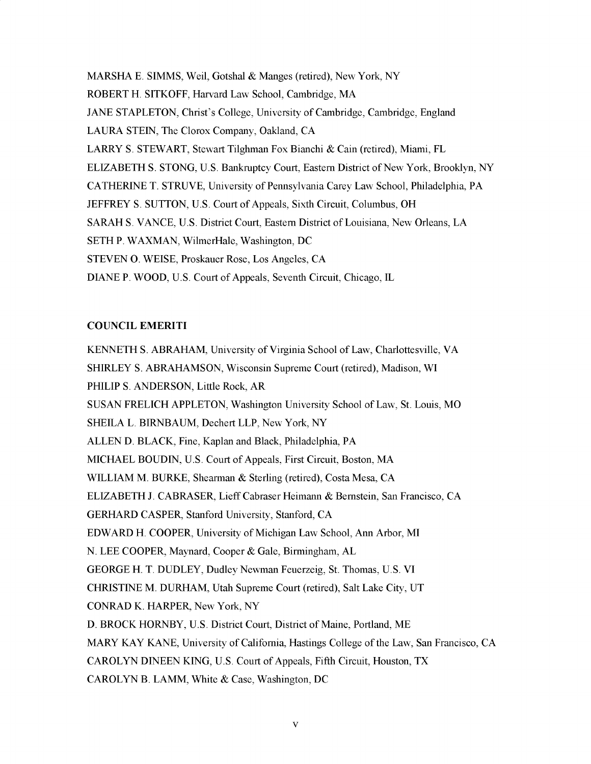MARSHA E. SIMMS, Weil, Gotshal & Manges (retired), New York, NY

ROBERT H. SITKOFF, Harvard Law School, Cambridge, MA

JANE STAPLETON, Christ's College, University of Cambridge, Cambridge, England

LAURA STEIN, The Clorox Company, Oakland, CA

LARRY S. STEWART, Stewart Tilghman Fox Bianchi & Cain (retired), Miami, FL

ELIZABETH S. STONG, U.S. Bankruptcy Court, Eastern District of New York, Brooklyn, NY

CATHERINE T. STRUVE, University of Pennsylvania Carey Law School, Philadelphia, PA

JEFFREY S. SUTTON, U.S. Court of Appeals, Sixth Circuit, Columbus, OH

SARAH S. VANCE, U.S. District Court, Eastern District of Louisiana, New Orleans, LA

SETH P. WAXMAN, WilmerHale, Washington, DC

STEVEN O. WEISE, Proskauer Rose, Los Angeles, CA

DIANE P. WOOD, U.S. Court of Appeals, Seventh Circuit, Chicago, IL

## COUNCIL EMERITI

KENNETH S. ABRAHAM, University of Virginia School of Law, Charlottesville, VA

SHIRLEY S. ABRAHAMSON, Wisconsin Supreme Court (retired), Madison, WI

PHILIP S. ANDERSON, Little Rock, AR

SUSAN FRELICH APPLETON, Washington University School of Law, St. Louis, MO

SHEILA L. BIRNBAUM, Dechert LLP, New York, NY

ALLEN D. BLACK, Fine, Kaplan and Black, Philadelphia, PA

MICHAEL BOUDIN, U.S. Court of Appeals, First Circuit, Boston, MA

WILLIAM M. BURKE, Shearman & Sterling (retired), Costa Mesa, CA

ELIZABETH J. CABRASER, Lieff Cabraser Heimann & Bernstein, San Francisco, CA

GERHARD CASPER, Stanford University, Stanford, CA

EDWARD H. COOPER, University of Michigan Law School, Ann Arbor, MI

N. LEE COOPER, Maynard, Cooper & Gale, Birmingham, AL

GEORGE H. T. DUDLEY, Dudley Newman Feuerzeig, St. Thomas, U.S. VI

CHRISTINE M. DURHAM, Utah Supreme Court (retired), Salt Lake City, UT

CONRAD K. HARPER, New York, NY

D. BROCK HORNBY, U.S. District Court, District of Maine, Portland, ME

MARY KAY KANE, University of California, Hastings College of the Law, San Francisco, CA

CAROLYN DINEEN KING, U.S. Court of Appeals, Fifth Circuit, Houston, TX

CAROLYN B. LAMM, White & Case, Washington, DC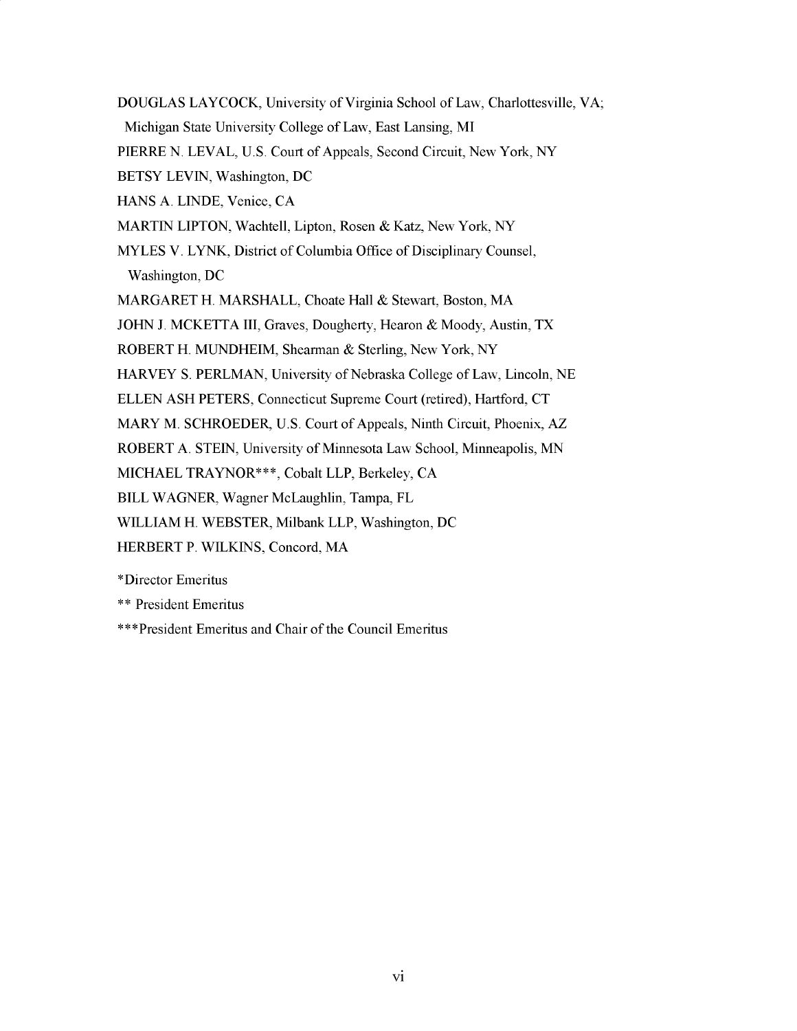DOUGLAS LAYCOCK, University of Virginia School of Law, Charlottesville, VA;
 Michigan State University College of Law, East Lansing, MI

PIERRE N. LEVAL, U.S. Court of Appeals, Second Circuit, New York, NY

BETSY LEVIN, Washington, DC

HANS A. LINDE, Venice, CA

MARTIN LIPTON, Wachtell, Lipton, Rosen & Katz, New York, NY

MYLES V. LYNK, District of Columbia Office of Disciplinary Counsel,
 Washington, DC

MARGARET H. MARSHALL, Choate Hall & Stewart, Boston, MA

JOHN J. MCKETTA III, Graves, Dougherty, Hearon & Moody, Austin, TX

ROBERT H. MUNDHEIM, Shearman & Sterling, New York, NY

HARVEY S. PERLMAN, University of Nebraska College of Law, Lincoln, NE

ELLEN ASH PETERS, Connecticut Supreme Court (retired), Hartford, CT

MARY M. SCHROEDER, U.S. Court of Appeals, Ninth Circuit, Phoenix, AZ

ROBERT A. STEIN, University of Minnesota Law School, Minneapolis, MN

MICHAEL TRAYNOR***, Cobalt LLP, Berkeley, CA

BILL WAGNER, Wagner McLaughlin, Tampa, FL

WILLIAM H. WEBSTER, Milbank LLP, Washington, DC

HERBERT P. WILKINS, Concord, MA

*Director Emeritus

** President Emeritus

***President Emeritus and Chair of the Council Emeritus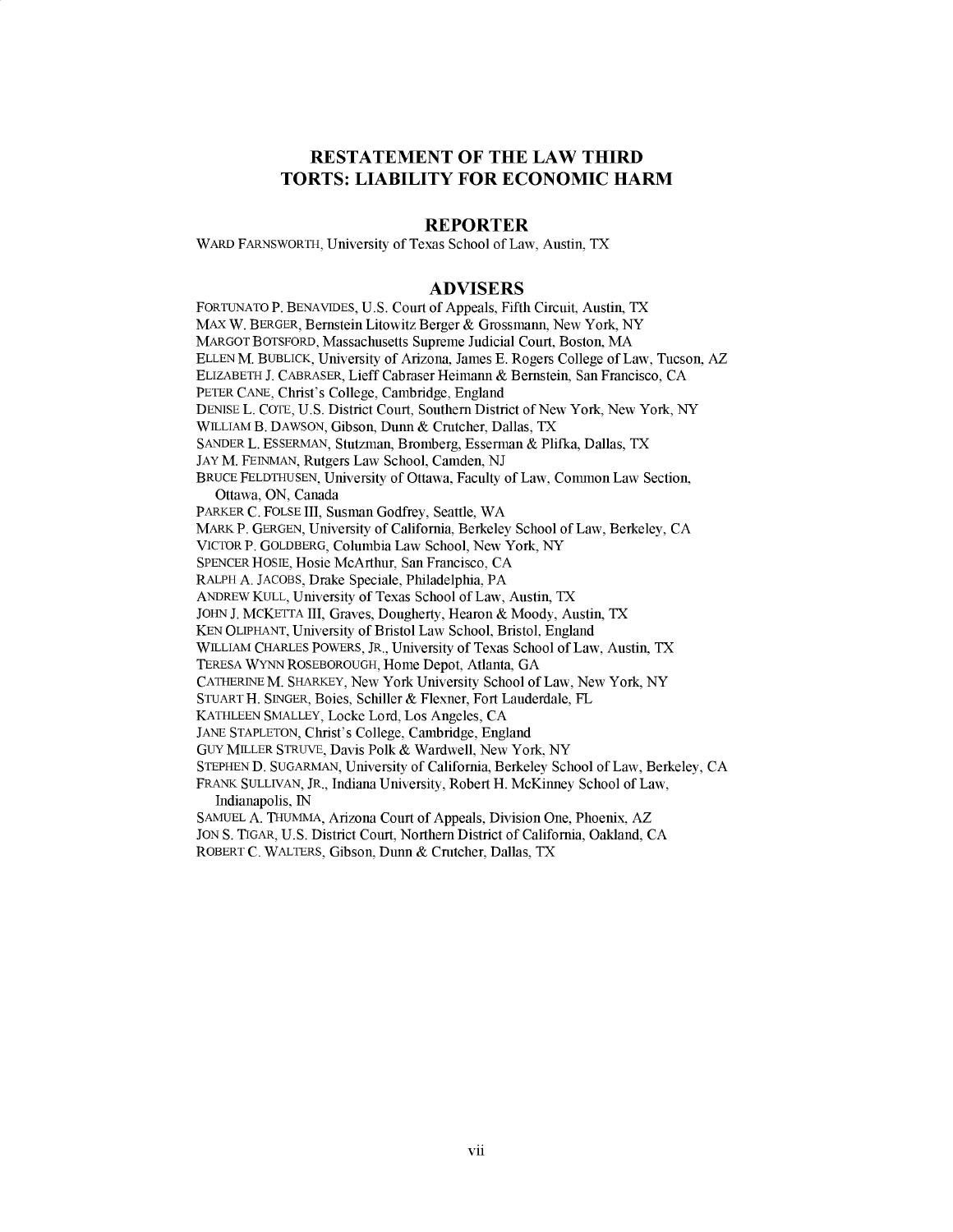# RESTATEMENT OF THE LAW THIRD
# TORTS: LIABILITY FOR ECONOMIC HARM

## REPORTER

WARD FARNSWORTH, University of Texas School of Law, Austin, TX

## ADVISERS

FORTUNATO P. BENAVIDES, U.S. Court of Appeals, Fifth Circuit, Austin, TX
MAX W. BERGER, Bernstein Litowitz Berger & Grossmann, New York, NY
MARGOT BOTSFORD, Massachusetts Supreme Judicial Court, Boston, MA
ELLEN M. BUBLICK, University of Arizona, James E. Rogers College of Law, Tucson, AZ
ELIZABETH J. CABRASER, Lieff Cabraser Heimann & Bernstein, San Francisco, CA
PETER CANE, Christ's College, Cambridge, England
DENISE L. COTE, U.S. District Court, Southern District of New York, New York, NY
WILLIAM B. DAWSON, Gibson, Dunn & Crutcher, Dallas, TX
SANDER L. ESSERMAN, Stutzman, Bromberg, Esserman & Plifka, Dallas, TX
JAY M. FEINMAN, Rutgers Law School, Camden, NJ
BRUCE FELDTHUSEN, University of Ottawa, Faculty of Law, Common Law Section, Ottawa, ON, Canada
PARKER C. FOLSE III, Susman Godfrey, Seattle, WA
MARK P. GERGEN, University of California, Berkeley School of Law, Berkeley, CA
VICTOR P. GOLDBERG, Columbia Law School, New York, NY
SPENCER HOSIE, Hosie McArthur, San Francisco, CA
RALPH A. JACOBS, Drake Speciale, Philadelphia, PA
ANDREW KULL, University of Texas School of Law, Austin, TX
JOHN J. MCKETTA III, Graves, Dougherty, Hearon & Moody, Austin, TX
KEN OLIPHANT, University of Bristol Law School, Bristol, England
WILLIAM CHARLES POWERS, JR., University of Texas School of Law, Austin, TX
TERESA WYNN ROSEBOROUGH, Home Depot, Atlanta, GA
CATHERINE M. SHARKEY, New York University School of Law, New York, NY
STUART H. SINGER, Boies, Schiller & Flexner, Fort Lauderdale, FL
KATHLEEN SMALLEY, Locke Lord, Los Angeles, CA
JANE STAPLETON, Christ's College, Cambridge, England
GUY MILLER STRUVE, Davis Polk & Wardwell, New York, NY
STEPHEN D. SUGARMAN, University of California, Berkeley School of Law, Berkeley, CA
FRANK SULLIVAN, JR., Indiana University, Robert H. McKinney School of Law, Indianapolis, IN
SAMUEL A. THUMMA, Arizona Court of Appeals, Division One, Phoenix, AZ
JON S. TIGAR, U.S. District Court, Northern District of California, Oakland, CA
ROBERT C. WALTERS, Gibson, Dunn & Crutcher, Dallas, TX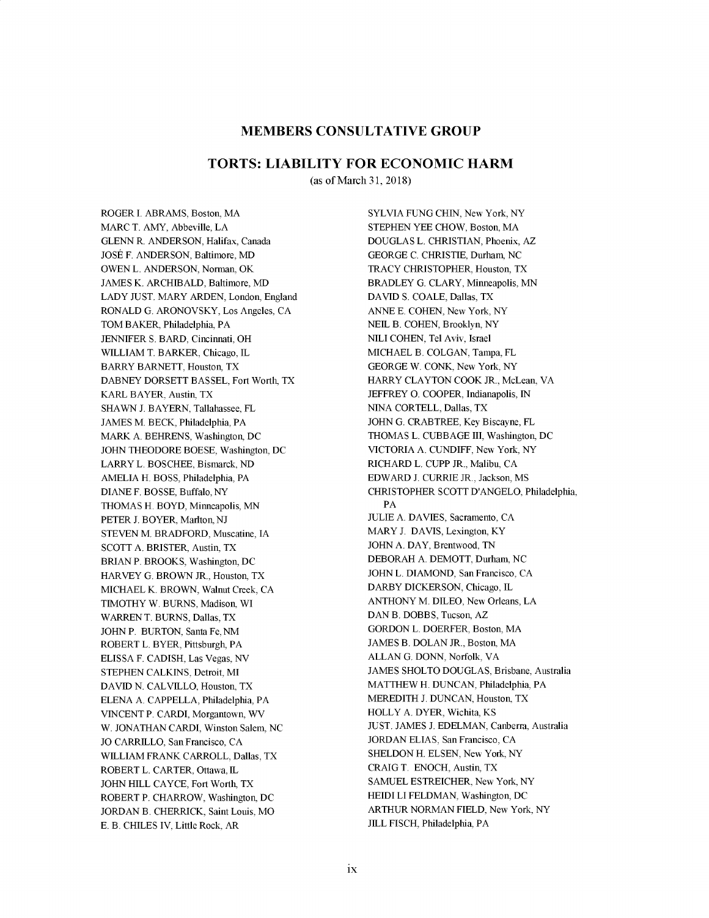# MEMBERS CONSULTATIVE GROUP

## TORTS: LIABILITY FOR ECONOMIC HARM

(as of March 31, 2018)

ROGER I. ABRAMS, Boston, MA
MARC T. AMY, Abbeville, LA
GLENN R. ANDERSON, Halifax, Canada
JOSÉ F. ANDERSON, Baltimore, MD
OWEN L. ANDERSON, Norman, OK
JAMES K. ARCHIBALD, Baltimore, MD
LADY JUST. MARY ARDEN, London, England
RONALD G. ARONOVSKY, Los Angeles, CA
TOM BAKER, Philadelphia, PA
JENNIFER S. BARD, Cincinnati, OH
WILLIAM T. BARKER, Chicago, IL
BARRY BARNETT, Houston, TX
DABNEY DORSETT BASSEL, Fort Worth, TX
KARL BAYER, Austin, TX
SHAWN J. BAYERN, Tallahassee, FL
JAMES M. BECK, Philadelphia, PA
MARK A. BEHRENS, Washington, DC
JOHN THEODORE BOESE, Washington, DC
LARRY L. BOSCHEE, Bismarck, ND
AMELIA H. BOSS, Philadelphia, PA
DIANE F. BOSSE, Buffalo, NY
THOMAS H. BOYD, Minneapolis, MN
PETER J. BOYER, Marlton, NJ
STEVEN M. BRADFORD, Muscatine, IA
SCOTT A. BRISTER, Austin, TX
BRIAN P. BROOKS, Washington, DC
HARVEY G. BROWN JR., Houston, TX
MICHAEL K. BROWN, Walnut Creek, CA
TIMOTHY W. BURNS, Madison, WI
WARREN T. BURNS, Dallas, TX
JOHN P. BURTON, Santa Fe, NM
ROBERT L. BYER, Pittsburgh, PA
ELISSA F. CADISH, Las Vegas, NV
STEPHEN CALKINS, Detroit, MI
DAVID N. CALVILLO, Houston, TX
ELENA A. CAPPELLA, Philadelphia, PA
VINCENT P. CARDI, Morgantown, WV
W. JONATHAN CARDI, Winston Salem, NC
JO CARRILLO, San Francisco, CA
WILLIAM FRANK CARROLL, Dallas, TX
ROBERT L. CARTER, Ottawa, IL
JOHN HILL CAYCE, Fort Worth, TX
ROBERT P. CHARROW, Washington, DC
JORDAN B. CHERRICK, Saint Louis, MO
E. B. CHILES IV, Little Rock, AR
SYLVIA FUNG CHIN, New York, NY
STEPHEN YEE CHOW, Boston, MA
DOUGLAS L. CHRISTIAN, Phoenix, AZ
GEORGE C. CHRISTIE, Durham, NC
TRACY CHRISTOPHER, Houston, TX
BRADLEY G. CLARY, Minneapolis, MN
DAVID S. COALE, Dallas, TX
ANNE E. COHEN, New York, NY
NEIL B. COHEN, Brooklyn, NY
NILI COHEN, Tel Aviv, Israel
MICHAEL B. COLGAN, Tampa, FL
GEORGE W. CONK, New York, NY
HARRY CLAYTON COOK JR., McLean, VA
JEFFREY O. COOPER, Indianapolis, IN
NINA CORTELL, Dallas, TX
JOHN G. CRABTREE, Key Biscayne, FL
THOMAS L. CUBBAGE III, Washington, DC
VICTORIA A. CUNDIFF, New York, NY
RICHARD L. CUPP JR., Malibu, CA
EDWARD J. CURRIE JR., Jackson, MS
CHRISTOPHER SCOTT D'ANGELO, Philadelphia, PA
JULIE A. DAVIES, Sacramento, CA
MARY J. DAVIS, Lexington, KY
JOHN A. DAY, Brentwood, TN
DEBORAH A. DEMOTT, Durham, NC
JOHN L. DIAMOND, San Francisco, CA
DARBY DICKERSON, Chicago, IL
ANTHONY M. DILEO, New Orleans, LA
DAN B. DOBBS, Tucson, AZ
GORDON L. DOERFER, Boston, MA
JAMES B. DOLAN JR., Boston, MA
ALLAN G. DONN, Norfolk, VA
JAMES SHOLTO DOUGLAS, Brisbane, Australia
MATTHEW H. DUNCAN, Philadelphia, PA
MEREDITH J. DUNCAN, Houston, TX
HOLLY A. DYER, Wichita, KS
JUST. JAMES J. EDELMAN, Canberra, Australia
JORDAN ELIAS, San Francisco, CA
SHELDON H. ELSEN, New York, NY
CRAIG T. ENOCH, Austin, TX
SAMUEL ESTREICHER, New York, NY
HEIDI LI FELDMAN, Washington, DC
ARTHUR NORMAN FIELD, New York, NY
JILL FISCH, Philadelphia, PA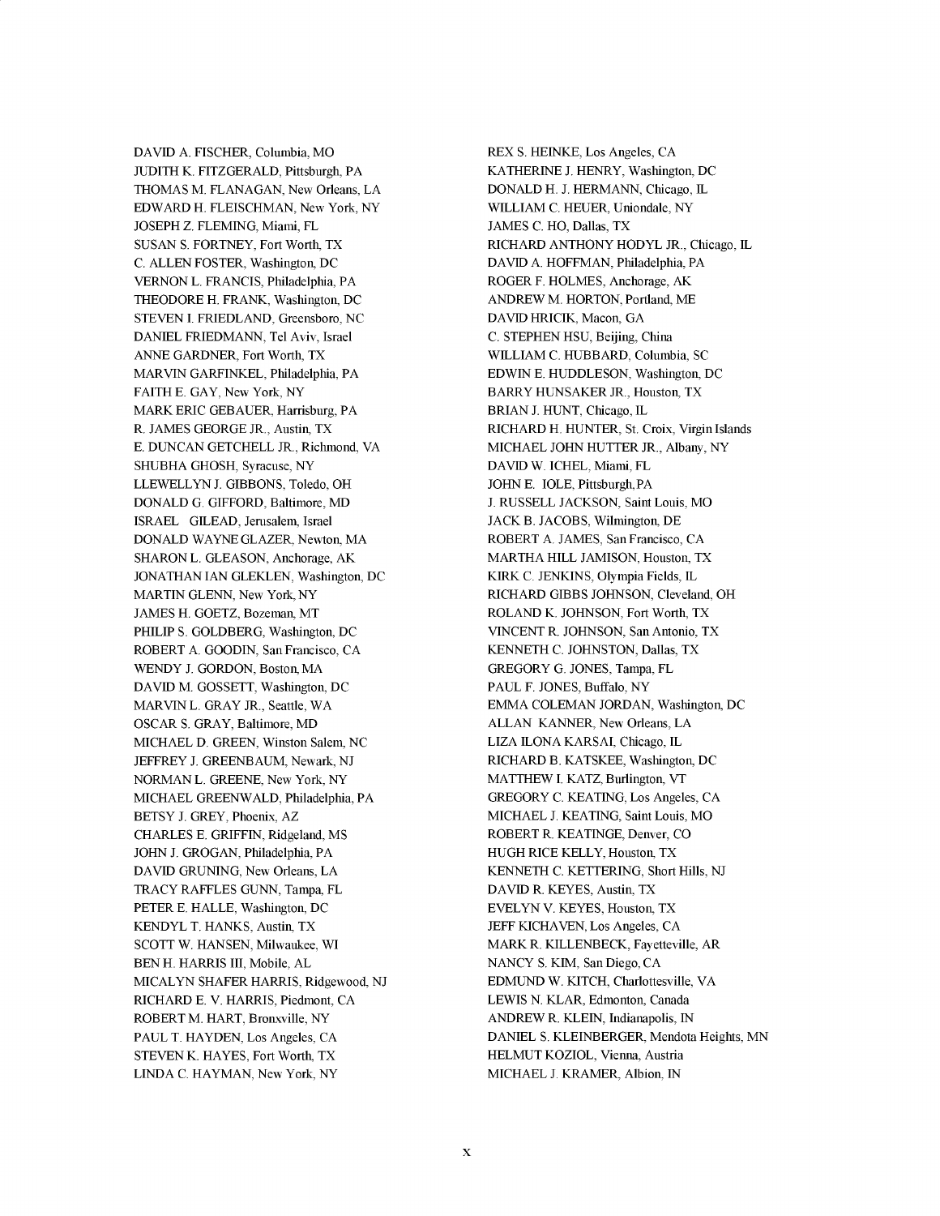DAVID A. FISCHER, Columbia, MO
JUDITH K. FITZGERALD, Pittsburgh, PA
THOMAS M. FLANAGAN, New Orleans, LA
EDWARD H. FLEISCHMAN, New York, NY
JOSEPH Z. FLEMING, Miami, FL
SUSAN S. FORTNEY, Fort Worth, TX
C. ALLEN FOSTER, Washington, DC
VERNON L. FRANCIS, Philadelphia, PA
THEODORE H. FRANK, Washington, DC
STEVEN I. FRIEDLAND, Greensboro, NC
DANIEL FRIEDMANN, Tel Aviv, Israel
ANNE GARDNER, Fort Worth, TX
MARVIN GARFINKEL, Philadelphia, PA
FAITH E. GAY, New York, NY
MARK ERIC GEBAUER, Harrisburg, PA
R. JAMES GEORGE JR., Austin, TX
E. DUNCAN GETCHELL JR., Richmond, VA
SHUBHA GHOSH, Syracuse, NY
LLEWELLYN J. GIBBONS, Toledo, OH
DONALD G. GIFFORD, Baltimore, MD
ISRAEL GILEAD, Jerusalem, Israel
DONALD WAYNE GLAZER, Newton, MA
SHARON L. GLEASON, Anchorage, AK
JONATHAN IAN GLEKLEN, Washington, DC
MARTIN GLENN, New York, NY
JAMES H. GOETZ, Bozeman, MT
PHILIP S. GOLDBERG, Washington, DC
ROBERT A. GOODIN, San Francisco, CA
WENDY J. GORDON, Boston, MA
DAVID M. GOSSETT, Washington, DC
MARVIN L. GRAY JR., Seattle, WA
OSCAR S. GRAY, Baltimore, MD
MICHAEL D. GREEN, Winston Salem, NC
JEFFREY J. GREENBAUM, Newark, NJ
NORMAN L. GREENE, New York, NY
MICHAEL GREENWALD, Philadelphia, PA
BETSY J. GREY, Phoenix, AZ
CHARLES E. GRIFFIN, Ridgeland, MS
JOHN J. GROGAN, Philadelphia, PA
DAVID GRUNING, New Orleans, LA
TRACY RAFFLES GUNN, Tampa, FL
PETER E. HALLE, Washington, DC
KENDYL T. HANKS, Austin, TX
SCOTT W. HANSEN, Milwaukee, WI
BEN H. HARRIS III, Mobile, AL
MICALYN SHAFER HARRIS, Ridgewood, NJ
RICHARD E. V. HARRIS, Piedmont, CA
ROBERT M. HART, Bronxville, NY
PAUL T. HAYDEN, Los Angeles, CA
STEVEN K. HAYES, Fort Worth, TX
LINDA C. HAYMAN, New York, NY
REX S. HEINKE, Los Angeles, CA
KATHERINE J. HENRY, Washington, DC
DONALD H. J. HERMANN, Chicago, IL
WILLIAM C. HEUER, Uniondale, NY
JAMES C. HO, Dallas, TX
RICHARD ANTHONY HODYL JR., Chicago, IL
DAVID A. HOFFMAN, Philadelphia, PA
ROGER F. HOLMES, Anchorage, AK
ANDREW M. HORTON, Portland, ME
DAVID HRICIK, Macon, GA
C. STEPHEN HSU, Beijing, China
WILLIAM C. HUBBARD, Columbia, SC
EDWIN E. HUDDLESON, Washington, DC
BARRY HUNSAKER JR., Houston, TX
BRIAN J. HUNT, Chicago, IL
RICHARD H. HUNTER, St. Croix, Virgin Islands
MICHAEL JOHN HUTTER JR., Albany, NY
DAVID W. ICHEL, Miami, FL
JOHN E. IOLE, Pittsburgh, PA
J. RUSSELL JACKSON, Saint Louis, MO
JACK B. JACOBS, Wilmington, DE
ROBERT A. JAMES, San Francisco, CA
MARTHA HILL JAMISON, Houston, TX
KIRK C. JENKINS, Olympia Fields, IL
RICHARD GIBBS JOHNSON, Cleveland, OH
ROLAND K. JOHNSON, Fort Worth, TX
VINCENT R. JOHNSON, San Antonio, TX
KENNETH C. JOHNSTON, Dallas, TX
GREGORY G. JONES, Tampa, FL
PAUL F. JONES, Buffalo, NY
EMMA COLEMAN JORDAN, Washington, DC
ALLAN KANNER, New Orleans, LA
LIZA ILONA KARSAI, Chicago, IL
RICHARD B. KATSKEE, Washington, DC
MATTHEW I. KATZ, Burlington, VT
GREGORY C. KEATING, Los Angeles, CA
MICHAEL J. KEATING, Saint Louis, MO
ROBERT R. KEATINGE, Denver, CO
HUGH RICE KELLY, Houston, TX
KENNETH C. KETTERING, Short Hills, NJ
DAVID R. KEYES, Austin, TX
EVELYN V. KEYES, Houston, TX
JEFF KICHAVEN, Los Angeles, CA
MARK R. KILLENBECK, Fayetteville, AR
NANCY S. KIM, San Diego, CA
EDMUND W. KITCH, Charlottesville, VA
LEWIS N. KLAR, Edmonton, Canada
ANDREW R. KLEIN, Indianapolis, IN
DANIEL S. KLEINBERGER, Mendota Heights, MN
HELMUT KOZIOL, Vienna, Austria
MICHAEL J. KRAMER, Albion, IN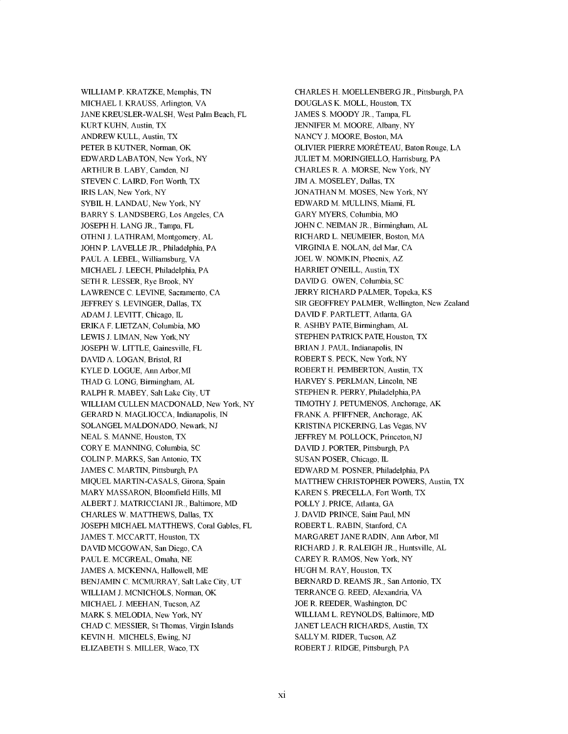WILLIAM P. KRATZKE, Memphis, TN
MICHAEL I. KRAUSS, Arlington, VA
JANE KREUSLER-WALSH, West Palm Beach, FL
KURT KUHN, Austin, TX
ANDREW KULL, Austin, TX
PETER B KUTNER, Norman, OK
EDWARD LABATON, New York, NY
ARTHUR B. LABY, Camden, NJ
STEVEN C. LAIRD, Fort Worth, TX
IRIS LAN, New York, NY
SYBIL H. LANDAU, New York, NY
BARRY S. LANDSBERG, Los Angeles, CA
JOSEPH H. LANG JR., Tampa, FL
OTHNI J. LATHRAM, Montgomery, AL
JOHN P. LAVELLE JR., Philadelphia, PA
PAUL A. LEBEL, Williamsburg, VA
MICHAEL J. LEECH, Philadelphia, PA
SETH R. LESSER, Rye Brook, NY
LAWRENCE C. LEVINE, Sacramento, CA
JEFFREY S. LEVINGER, Dallas, TX
ADAM J. LEVITT, Chicago, IL
ERIKA F. LIETZAN, Columbia, MO
LEWIS J. LIMAN, New York, NY
JOSEPH W. LITTLE, Gainesville, FL
DAVID A. LOGAN, Bristol, RI
KYLE D. LOGUE, Ann Arbor, MI
THAD G. LONG, Birmingham, AL
RALPH R. MABEY, Salt Lake City, UT
WILLIAM CULLEN MACDONALD, New York, NY
GERARD N. MAGLIOCCA, Indianapolis, IN
SOLANGEL MALDONADO, Newark, NJ
NEAL S. MANNE, Houston, TX
CORY E. MANNING, Columbia, SC
COLIN P. MARKS, San Antonio, TX
JAMES C. MARTIN, Pittsburgh, PA
MIQUEL MARTIN-CASALS, Girona, Spain
MARY MASSARON, Bloomfield Hills, MI
ALBERT J. MATRICCIANI JR., Baltimore, MD
CHARLES W. MATTHEWS, Dallas, TX
JOSEPH MICHAEL MATTHEWS, Coral Gables, FL
JAMES T. MCCARTT, Houston, TX
DAVID MCGOWAN, San Diego, CA
PAUL E. MCGREAL, Omaha, NE
JAMES A. MCKENNA, Hallowell, ME
BENJAMIN C. MCMURRAY, Salt Lake City, UT
WILLIAM J. MCNICHOLS, Norman, OK
MICHAEL J. MEEHAN, Tucson, AZ
MARK S. MELODIA, New York, NY
CHAD C. MESSIER, St Thomas, Virgin Islands
KEVIN H. MICHELS, Ewing, NJ
ELIZABETH S. MILLER, Waco, TX
CHARLES H. MOELLENBERG JR., Pittsburgh, PA
DOUGLAS K. MOLL, Houston, TX
JAMES S. MOODY JR., Tampa, FL
JENNIFER M. MOORE, Albany, NY
NANCY J. MOORE, Boston, MA
OLIVIER PIERRE MORÉTEAU, Baton Rouge, LA
JULIET M. MORINGIELLO, Harrisburg, PA
CHARLES R. A. MORSE, New York, NY
JIM A. MOSELEY, Dallas, TX
JONATHAN M. MOSES, New York, NY
EDWARD M. MULLINS, Miami, FL
GARY MYERS, Columbia, MO
JOHN C. NEIMAN JR., Birmingham, AL
RICHARD L. NEUMEIER, Boston, MA
VIRGINIA E. NOLAN, del Mar, CA
JOEL W. NOMKIN, Phoenix, AZ
HARRIET O'NEILL, Austin, TX
DAVID G. OWEN, Columbia, SC
JERRY RICHARD PALMER, Topeka, KS
SIR GEOFFREY PALMER, Wellington, New Zealand
DAVID F. PARTLETT, Atlanta, GA
R. ASHBY PATE, Birmingham, AL
STEPHEN PATRICK PATE, Houston, TX
BRIAN J. PAUL, Indianapolis, IN
ROBERT S. PECK, New York, NY
ROBERT H. PEMBERTON, Austin, TX
HARVEY S. PERLMAN, Lincoln, NE
STEPHEN R. PERRY, Philadelphia, PA
TIMOTHY J. PETUMENOS, Anchorage, AK
FRANK A. PFIFFNER, Anchorage, AK
KRISTINA PICKERING, Las Vegas, NV
JEFFREY M. POLLOCK, Princeton, NJ
DAVID J. PORTER, Pittsburgh, PA
SUSAN POSER, Chicago, IL
EDWARD M. POSNER, Philadelphia, PA
MATTHEW CHRISTOPHER POWERS, Austin, TX
KAREN S. PRECELLA, Fort Worth, TX
POLLY J. PRICE, Atlanta, GA
J. DAVID PRINCE, Saint Paul, MN
ROBERT L. RABIN, Stanford, CA
MARGARET JANE RADIN, Ann Arbor, MI
RICHARD J. R. RALEIGH JR., Huntsville, AL
CAREY R. RAMOS, New York, NY
HUGH M. RAY, Houston, TX
BERNARD D. REAMS JR., San Antonio, TX
TERRANCE G. REED, Alexandria, VA
JOE R. REEDER, Washington, DC
WILLIAM L. REYNOLDS, Baltimore, MD
JANET LEACH RICHARDS, Austin, TX
SALLY M. RIDER, Tucson, AZ
ROBERT J. RIDGE, Pittsburgh, PA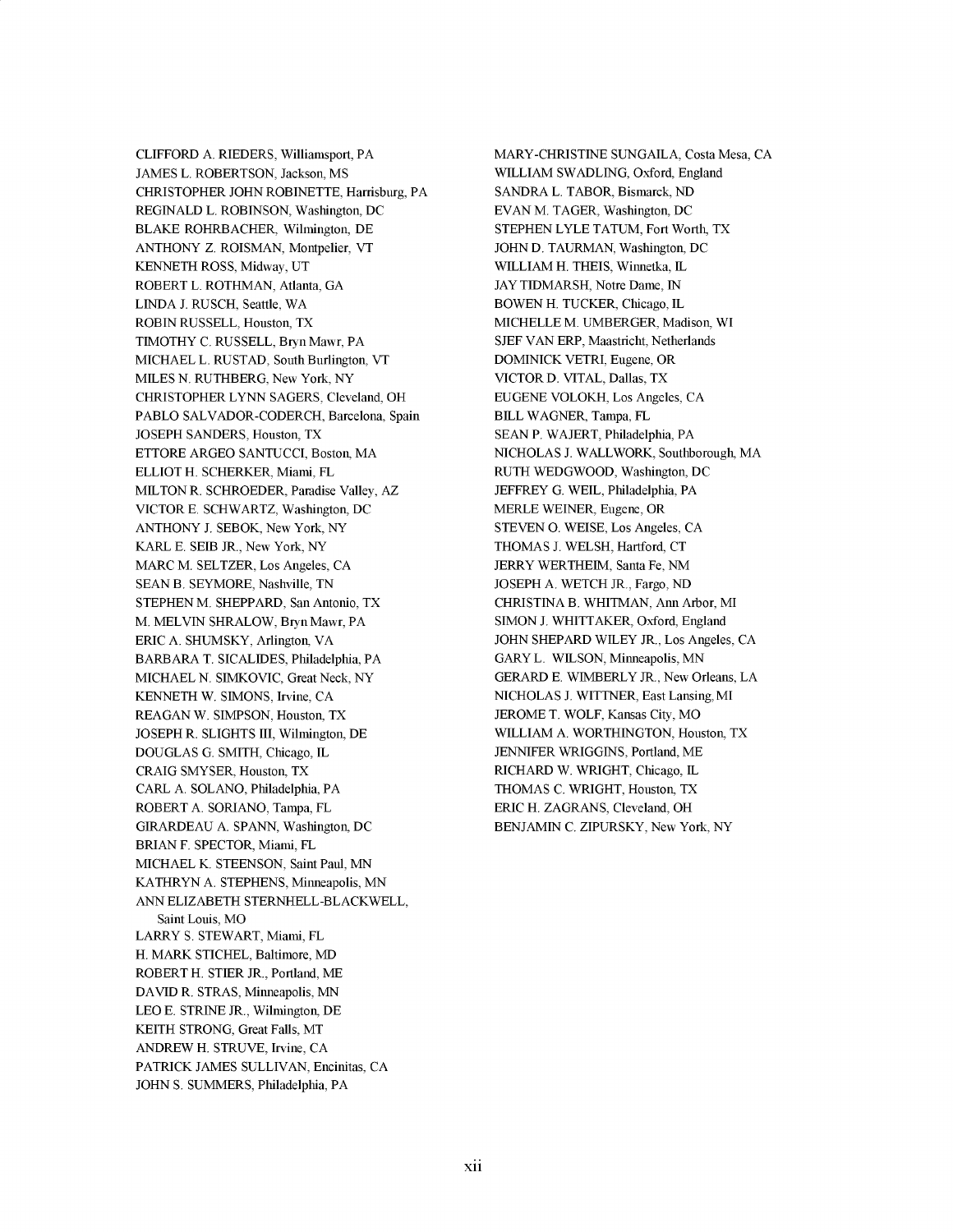CLIFFORD A. RIEDERS, Williamsport, PA
JAMES L. ROBERTSON, Jackson, MS
CHRISTOPHER JOHN ROBINETTE, Harrisburg, PA
REGINALD L. ROBINSON, Washington, DC
BLAKE ROHRBACHER, Wilmington, DE
ANTHONY Z. ROISMAN, Montpelier, VT
KENNETH ROSS, Midway, UT
ROBERT L. ROTHMAN, Atlanta, GA
LINDA J. RUSCH, Seattle, WA
ROBIN RUSSELL, Houston, TX
TIMOTHY C. RUSSELL, Bryn Mawr, PA
MICHAEL L. RUSTAD, South Burlington, VT
MILES N. RUTHBERG, New York, NY
CHRISTOPHER LYNN SAGERS, Cleveland, OH
PABLO SALVADOR-CODERCH, Barcelona, Spain
JOSEPH SANDERS, Houston, TX
ETTORE ARGEO SANTUCCI, Boston, MA
ELLIOT H. SCHERKER, Miami, FL
MILTON R. SCHROEDER, Paradise Valley, AZ
VICTOR E. SCHWARTZ, Washington, DC
ANTHONY J. SEBOK, New York, NY
KARL E. SEIB JR., New York, NY
MARC M. SELTZER, Los Angeles, CA
SEAN B. SEYMORE, Nashville, TN
STEPHEN M. SHEPPARD, San Antonio, TX
M. MELVIN SHRALOW, Bryn Mawr, PA
ERIC A. SHUMSKY, Arlington, VA
BARBARA T. SICALIDES, Philadelphia, PA
MICHAEL N. SIMKOVIC, Great Neck, NY
KENNETH W. SIMONS, Irvine, CA
REAGAN W. SIMPSON, Houston, TX
JOSEPH R. SLIGHTS III, Wilmington, DE
DOUGLAS G. SMITH, Chicago, IL
CRAIG SMYSER, Houston, TX
CARL A. SOLANO, Philadelphia, PA
ROBERT A. SORIANO, Tampa, FL
GIRARDEAU A. SPANN, Washington, DC
BRIAN F. SPECTOR, Miami, FL
MICHAEL K. STEENSON, Saint Paul, MN
KATHRYN A. STEPHENS, Minneapolis, MN
ANN ELIZABETH STERNHELL-BLACKWELL, Saint Louis, MO
LARRY S. STEWART, Miami, FL
H. MARK STICHEL, Baltimore, MD
ROBERT H. STIER JR., Portland, ME
DAVID R. STRAS, Minneapolis, MN
LEO E. STRINE JR., Wilmington, DE
KEITH STRONG, Great Falls, MT
ANDREW H. STRUVE, Irvine, CA
PATRICK JAMES SULLIVAN, Encinitas, CA
JOHN S. SUMMERS, Philadelphia, PA
MARY-CHRISTINE SUNGAILA, Costa Mesa, CA
WILLIAM SWADLING, Oxford, England
SANDRA L. TABOR, Bismarck, ND
EVAN M. TAGER, Washington, DC
STEPHEN LYLE TATUM, Fort Worth, TX
JOHN D. TAURMAN, Washington, DC
WILLIAM H. THEIS, Winnetka, IL
JAY TIDMARSH, Notre Dame, IN
BOWEN H. TUCKER, Chicago, IL
MICHELLE M. UMBERGER, Madison, WI
SJEF VAN ERP, Maastricht, Netherlands
DOMINICK VETRI, Eugene, OR
VICTOR D. VITAL, Dallas, TX
EUGENE VOLOKH, Los Angeles, CA
BILL WAGNER, Tampa, FL
SEAN P. WAJERT, Philadelphia, PA
NICHOLAS J. WALLWORK, Southborough, MA
RUTH WEDGWOOD, Washington, DC
JEFFREY G. WEIL, Philadelphia, PA
MERLE WEINER, Eugene, OR
STEVEN O. WEISE, Los Angeles, CA
THOMAS J. WELSH, Hartford, CT
JERRY WERTHEIM, Santa Fe, NM
JOSEPH A. WETCH JR., Fargo, ND
CHRISTINA B. WHITMAN, Ann Arbor, MI
SIMON J. WHITTAKER, Oxford, England
JOHN SHEPARD WILEY JR., Los Angeles, CA
GARY L. WILSON, Minneapolis, MN
GERARD E. WIMBERLY JR., New Orleans, LA
NICHOLAS J. WITTNER, East Lansing, MI
JEROME T. WOLF, Kansas City, MO
WILLIAM A. WORTHINGTON, Houston, TX
JENNIFER WRIGGINS, Portland, ME
RICHARD W. WRIGHT, Chicago, IL
THOMAS C. WRIGHT, Houston, TX
ERIC H. ZAGRANS, Cleveland, OH
BENJAMIN C. ZIPURSKY, New York, NY